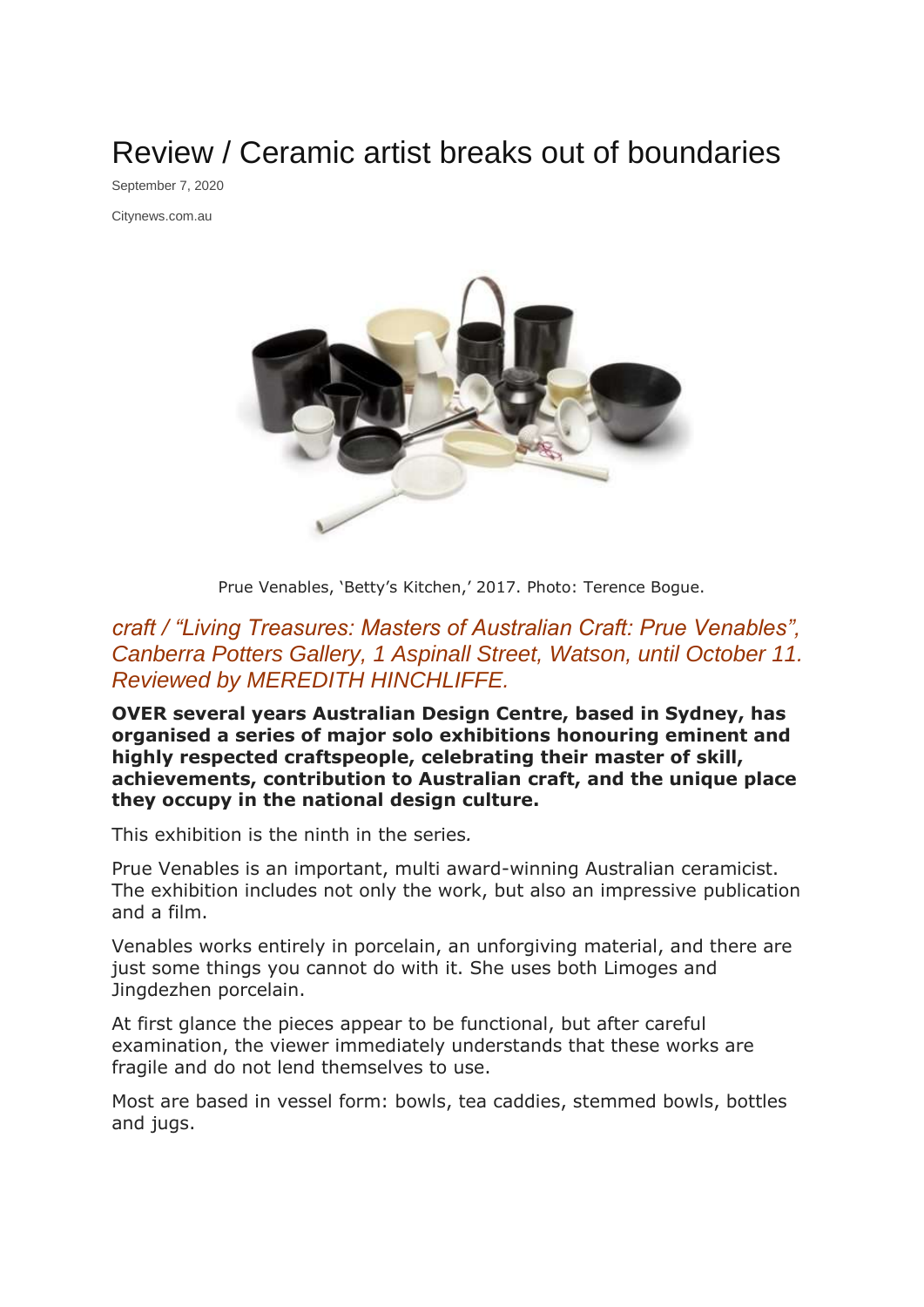# Review / Ceramic artist breaks out of boundaries

September 7, 2020

Citynews.com.au

Prue Venables, 'Betty's Kitchen,' 2017. Photo: Terence Bogue.

*craft / "Living Treasures: Masters of Australian Craft: Prue Venables", Canberra Potters Gallery, 1 Aspinall Street, Watson, until October 11. Reviewed by MEREDITH HINCHLIFFE.*

**OVER several years Australian Design Centre, based in Sydney, has organised a series of major solo exhibitions honouring eminent and highly respected craftspeople, celebrating their master of skill, achievements, contribution to Australian craft, and the unique place they occupy in the national design culture.**

This exhibition is the ninth in the series.

Prue Venables is an important, multi award-winning Australian ceramicist. The exhibition includes not only the work, but also an impressive publication and a film.

Venables works entirely in porcelain, an unforgiving material, and there are just some things you cannot do with it. She uses both Limoges and Jingdezhen porcelain.

At first glance the pieces appear to be functional, but after careful examination, the viewer immediately understands that these works are fragile and do not lend themselves to use.

Most are based in vessel form: bowls, tea caddies, stemmed bowls, bottles and jugs.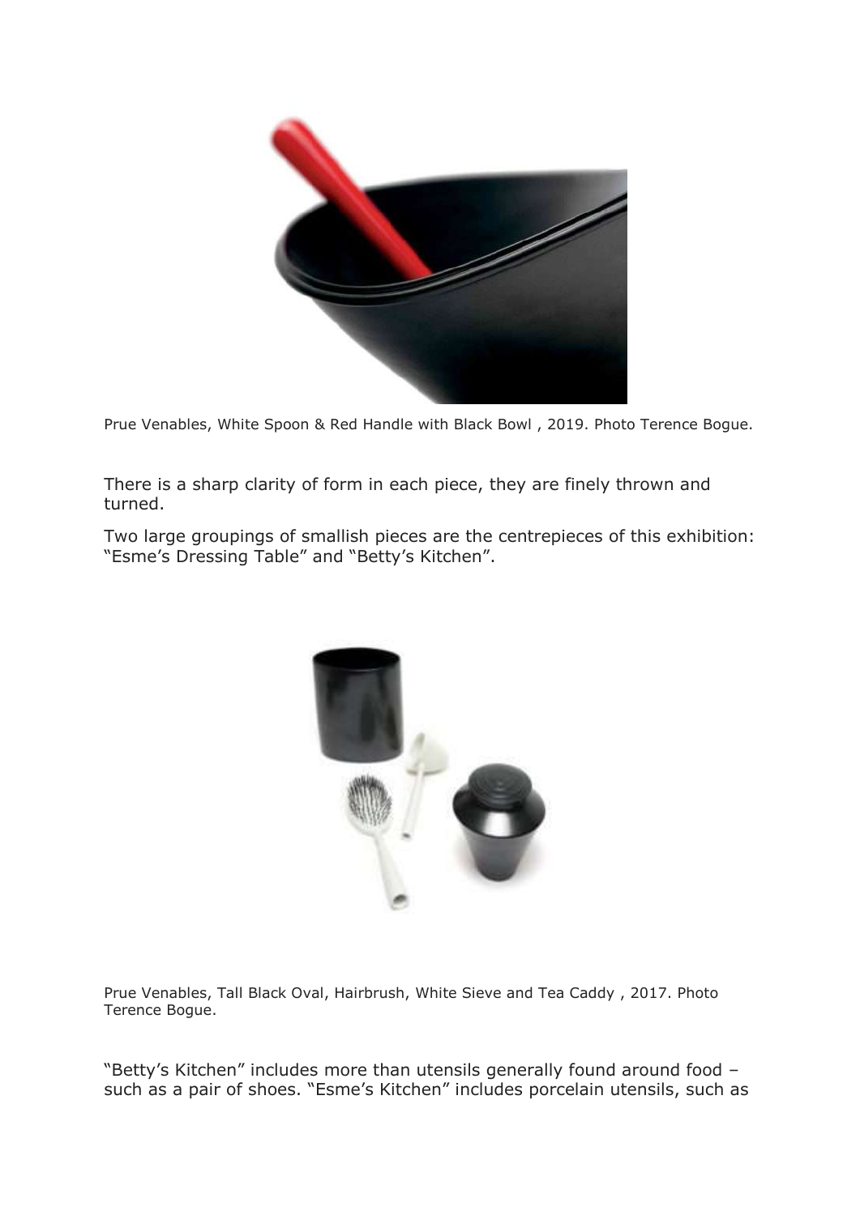Prue Venables, White Spoon & Red Handle with Black Bowl , 2019. Photo Terence Bogue.

There is a sharp clarity of form in each piece, they are finely thrown and turned.

Two large groupings of smallish pieces are the centrepieces of this exhibition: "Esme's Dressing Table" and "Betty's Kitchen".

Prue Venables, Tall Black Oval, Hairbrush, White Sieve and Tea Caddy , 2017. Photo Terence Bogue.

"Betty's Kitchen" includes more than utensils generally found around food – such as a pair of shoes. "Esme's Kitchen" includes porcelain utensils, such as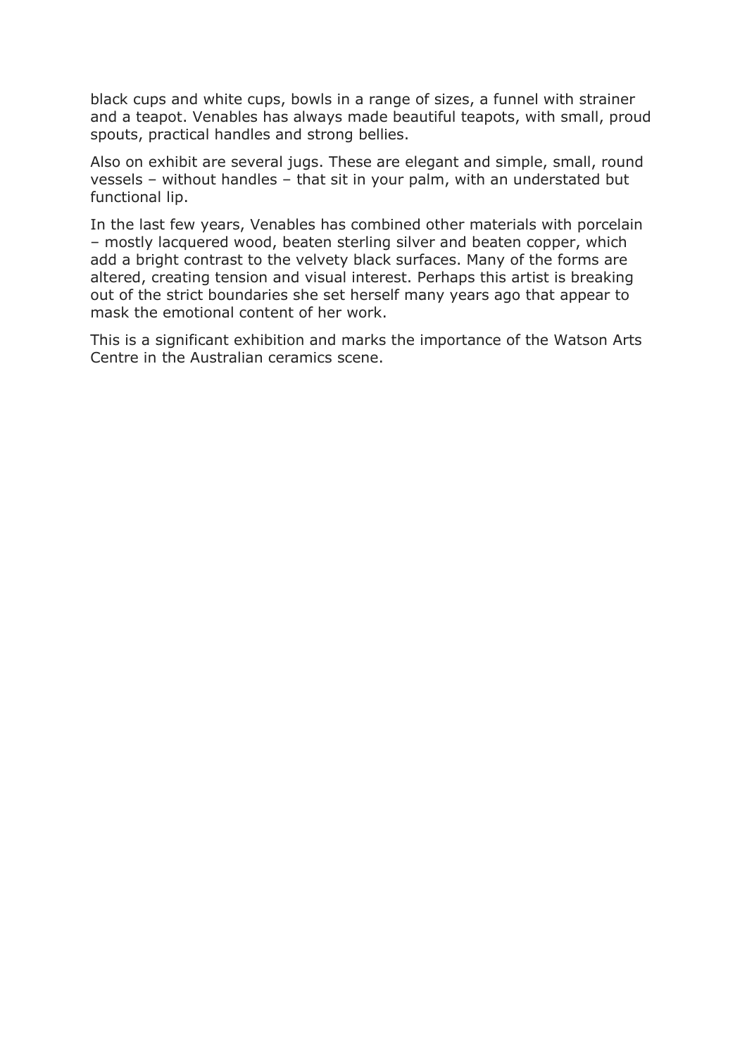black cups and white cups, bowls in a range of sizes, a funnel with strainer and a teapot. Venables has always made beautiful teapots, with small, proud spouts, practical handles and strong bellies.

Also on exhibit are several jugs. These are elegant and simple, small, round vessels – without handles – that sit in your palm, with an understated but functional lip.

In the last few years, Venables has combined other materials with porcelain – mostly lacquered wood, beaten sterling silver and beaten copper, which add a bright contrast to the velvety black surfaces. Many of the forms are altered, creating tension and visual interest. Perhaps this artist is breaking out of the strict boundaries she set herself many years ago that appear to mask the emotional content of her work.

This is a significant exhibition and marks the importance of the Watson Arts Centre in the Australian ceramics scene.